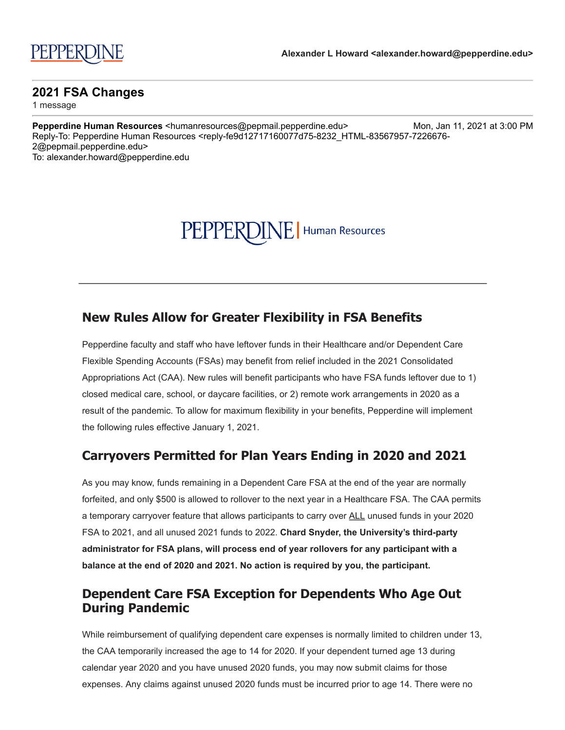PEPPERDINE

**Alexander L Howard <alexander.howard@pepperdine.edu>**

## 2021 FSA Changes

1 message

**Pepperdine Human Resources** <humanresources@pepmail.pepperdine.edu> Mon, Jan 11, 2021 at 3:00 PM
Reply-To: Pepperdine Human Resources <reply-fe9d12717160077d75-8232_HTML-83567957-7226676-2@pepmail.pepperdine.edu>
To: alexander.howard@pepperdine.edu

PEPPERDINE | Human Resources

---

## New Rules Allow for Greater Flexibility in FSA Benefits

Pepperdine faculty and staff who have leftover funds in their Healthcare and/or Dependent Care Flexible Spending Accounts (FSAs) may benefit from relief included in the 2021 Consolidated Appropriations Act (CAA). New rules will benefit participants who have FSA funds leftover due to 1) closed medical care, school, or daycare facilities, or 2) remote work arrangements in 2020 as a result of the pandemic. To allow for maximum flexibility in your benefits, Pepperdine will implement the following rules effective January 1, 2021.

## Carryovers Permitted for Plan Years Ending in 2020 and 2021

As you may know, funds remaining in a Dependent Care FSA at the end of the year are normally forfeited, and only $500 is allowed to rollover to the next year in a Healthcare FSA. The CAA permits a temporary carryover feature that allows participants to carry over <u>ALL</u> unused funds in your 2020 FSA to 2021, and all unused 2021 funds to 2022. **Chard Snyder, the University's third-party administrator for FSA plans, will process end of year rollovers for any participant with a balance at the end of 2020 and 2021. No action is required by you, the participant.**

## Dependent Care FSA Exception for Dependents Who Age Out During Pandemic

While reimbursement of qualifying dependent care expenses is normally limited to children under 13, the CAA temporarily increased the age to 14 for 2020. If your dependent turned age 13 during calendar year 2020 and you have unused 2020 funds, you may now submit claims for those expenses. Any claims against unused 2020 funds must be incurred prior to age 14. There were no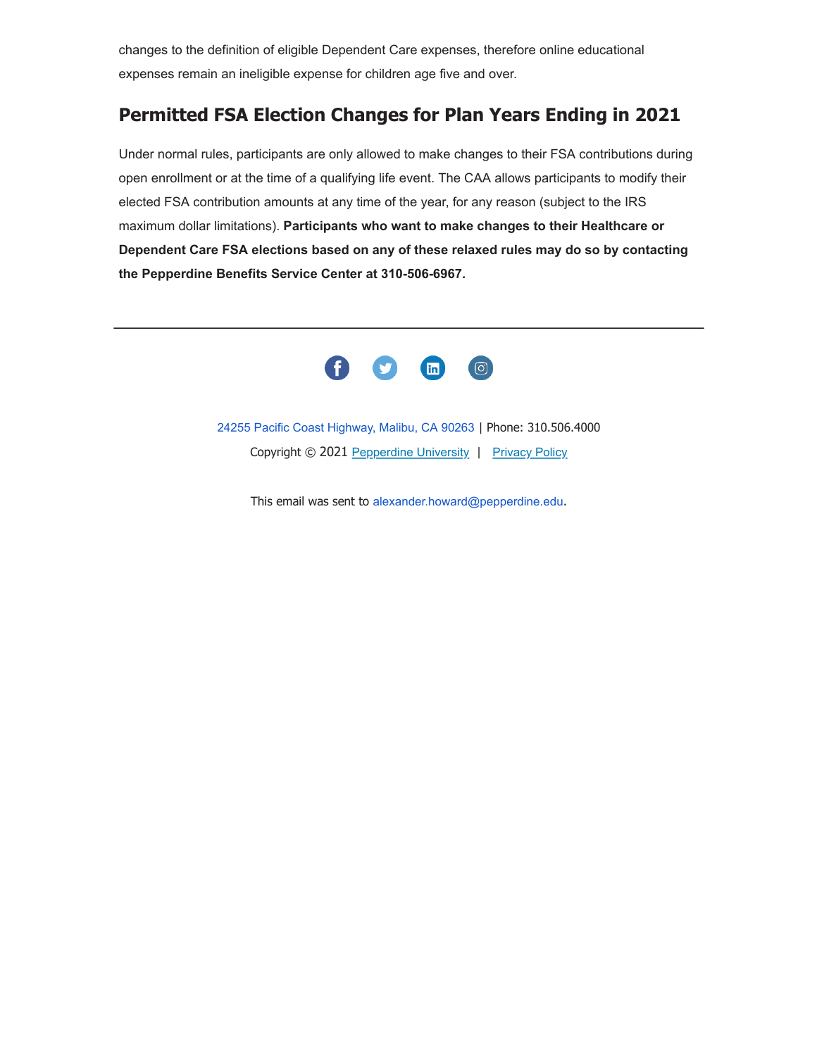changes to the definition of eligible Dependent Care expenses, therefore online educational expenses remain an ineligible expense for children age five and over.

## Permitted FSA Election Changes for Plan Years Ending in 2021

Under normal rules, participants are only allowed to make changes to their FSA contributions during open enrollment or at the time of a qualifying life event. The CAA allows participants to modify their elected FSA contribution amounts at any time of the year, for any reason (subject to the IRS maximum dollar limitations). **Participants who want to make changes to their Healthcare or Dependent Care FSA elections based on any of these relaxed rules may do so by contacting the Pepperdine Benefits Service Center at 310-506-6967.**

---

24255 Pacific Coast Highway, Malibu, CA 90263 | Phone: 310.506.4000

Copyright © 2021 Pepperdine University | Privacy Policy

This email was sent to alexander.howard@pepperdine.edu.